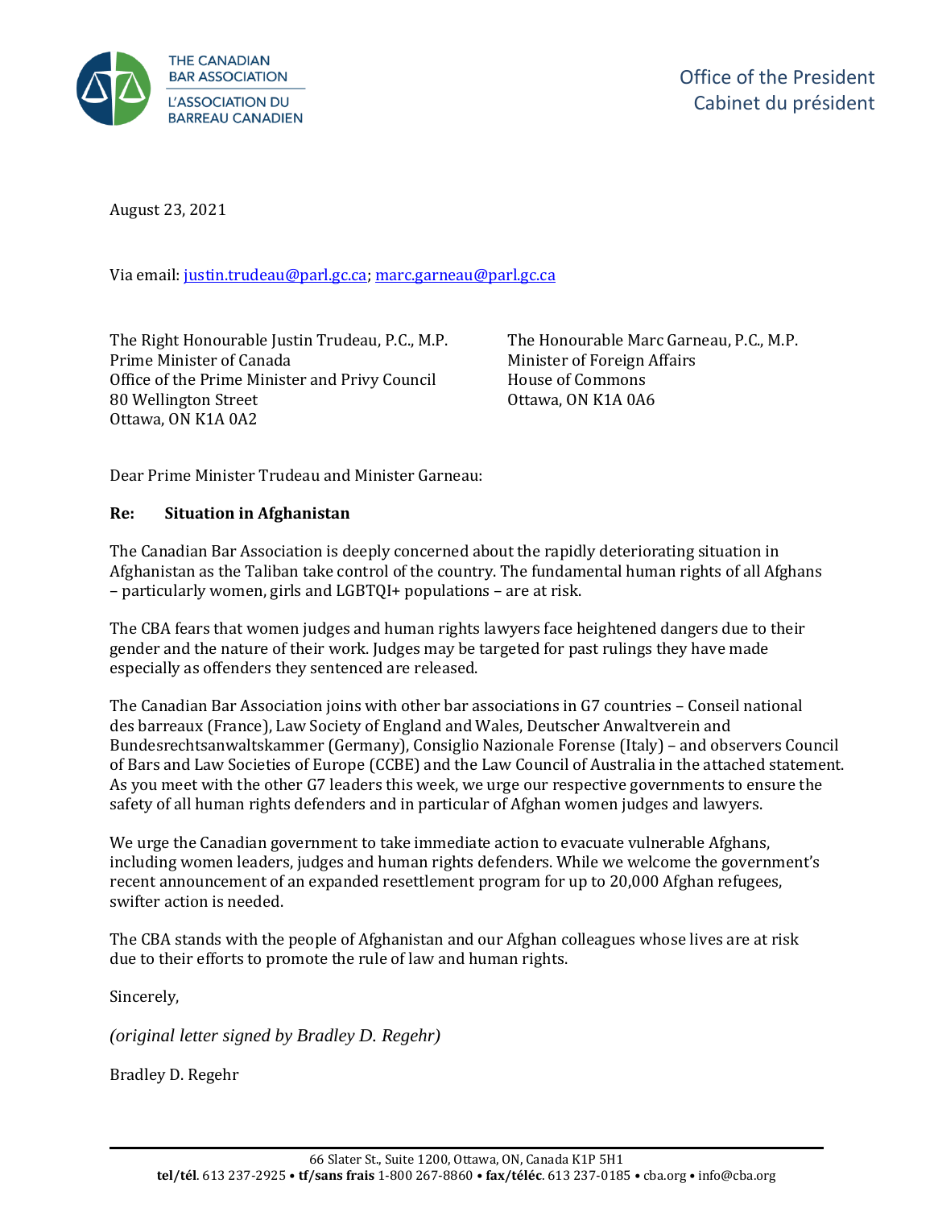THE CANADIAN BAR ASSOCIATION
L'ASSOCIATION DU BARREAU CANADIEN

Office of the President
Cabinet du président

August 23, 2021

Via email: justin.trudeau@parl.gc.ca; marc.garneau@parl.gc.ca

The Right Honourable Justin Trudeau, P.C., M.P.
Prime Minister of Canada
Office of the Prime Minister and Privy Council
80 Wellington Street
Ottawa, ON K1A 0A2

The Honourable Marc Garneau, P.C., M.P.
Minister of Foreign Affairs
House of Commons
Ottawa, ON K1A 0A6

Dear Prime Minister Trudeau and Minister Garneau:

**Re: Situation in Afghanistan**

The Canadian Bar Association is deeply concerned about the rapidly deteriorating situation in Afghanistan as the Taliban take control of the country. The fundamental human rights of all Afghans – particularly women, girls and LGBTQI+ populations – are at risk.

The CBA fears that women judges and human rights lawyers face heightened dangers due to their gender and the nature of their work. Judges may be targeted for past rulings they have made especially as offenders they sentenced are released.

The Canadian Bar Association joins with other bar associations in G7 countries – Conseil national des barreaux (France), Law Society of England and Wales, Deutscher Anwaltverein and Bundesrechtsanwaltskammer (Germany), Consiglio Nazionale Forense (Italy) – and observers Council of Bars and Law Societies of Europe (CCBE) and the Law Council of Australia in the attached statement. As you meet with the other G7 leaders this week, we urge our respective governments to ensure the safety of all human rights defenders and in particular of Afghan women judges and lawyers.

We urge the Canadian government to take immediate action to evacuate vulnerable Afghans, including women leaders, judges and human rights defenders. While we welcome the government's recent announcement of an expanded resettlement program for up to 20,000 Afghan refugees, swifter action is needed.

The CBA stands with the people of Afghanistan and our Afghan colleagues whose lives are at risk due to their efforts to promote the rule of law and human rights.

Sincerely,

*(original letter signed by Bradley D. Regehr)*

Bradley D. Regehr

66 Slater St., Suite 1200, Ottawa, ON, Canada K1P 5H1
**tel/tél**. 613 237-2925 • **tf/sans frais** 1-800 267-8860 • **fax/téléc**. 613 237-0185 • cba.org • info@cba.org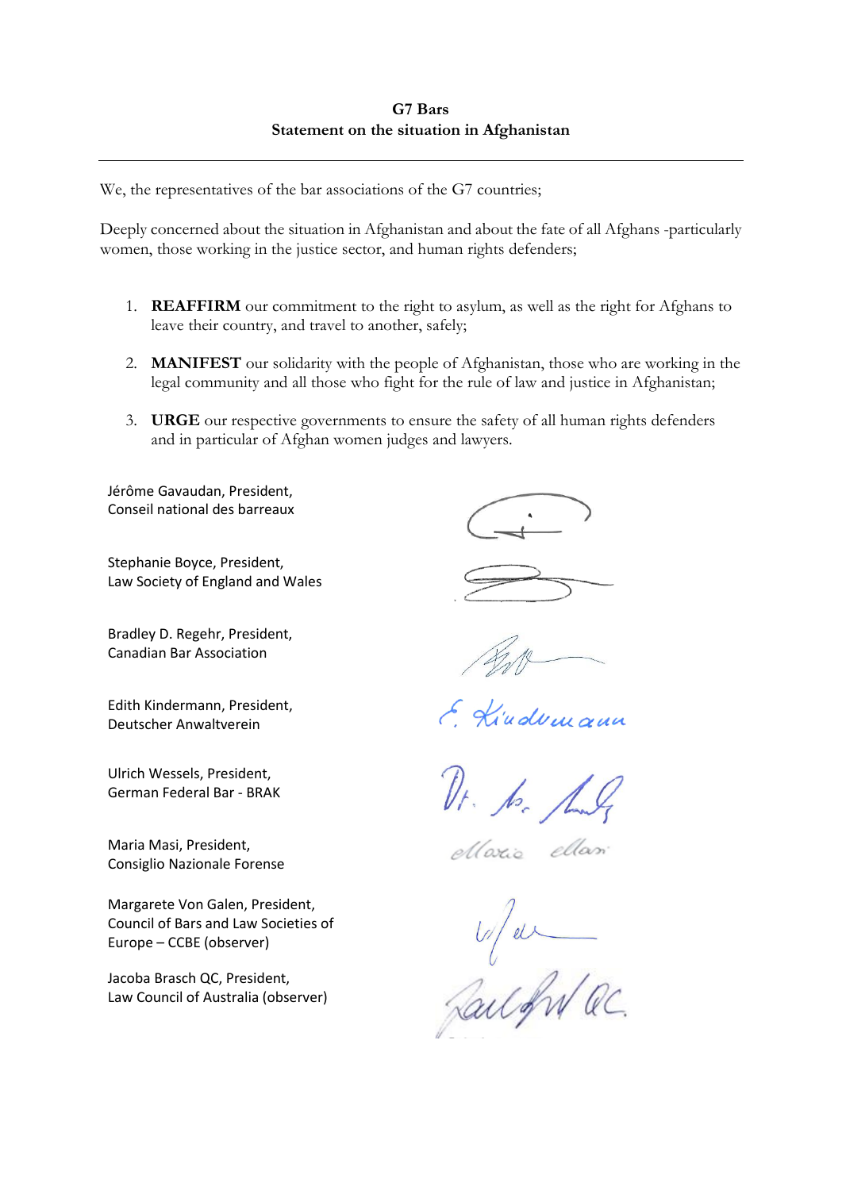**G7 Bars**
**Statement on the situation in Afghanistan**

---

We, the representatives of the bar associations of the G7 countries;

Deeply concerned about the situation in Afghanistan and about the fate of all Afghans -particularly women, those working in the justice sector, and human rights defenders;

1. **REAFFIRM** our commitment to the right to asylum, as well as the right for Afghans to leave their country, and travel to another, safely;

2. **MANIFEST** our solidarity with the people of Afghanistan, those who are working in the legal community and all those who fight for the rule of law and justice in Afghanistan;

3. **URGE** our respective governments to ensure the safety of all human rights defenders and in particular of Afghan women judges and lawyers.

Jérôme Gavaudan, President,
Conseil national des barreaux

Stephanie Boyce, President,
Law Society of England and Wales

Bradley D. Regehr, President,
Canadian Bar Association

Edith Kindermann, President,
Deutscher Anwaltverein

Ulrich Wessels, President,
German Federal Bar - BRAK

Maria Masi, President,
Consiglio Nazionale Forense

Margarete Von Galen, President,
Council of Bars and Law Societies of Europe – CCBE (observer)

Jacoba Brasch QC, President,
Law Council of Australia (observer)